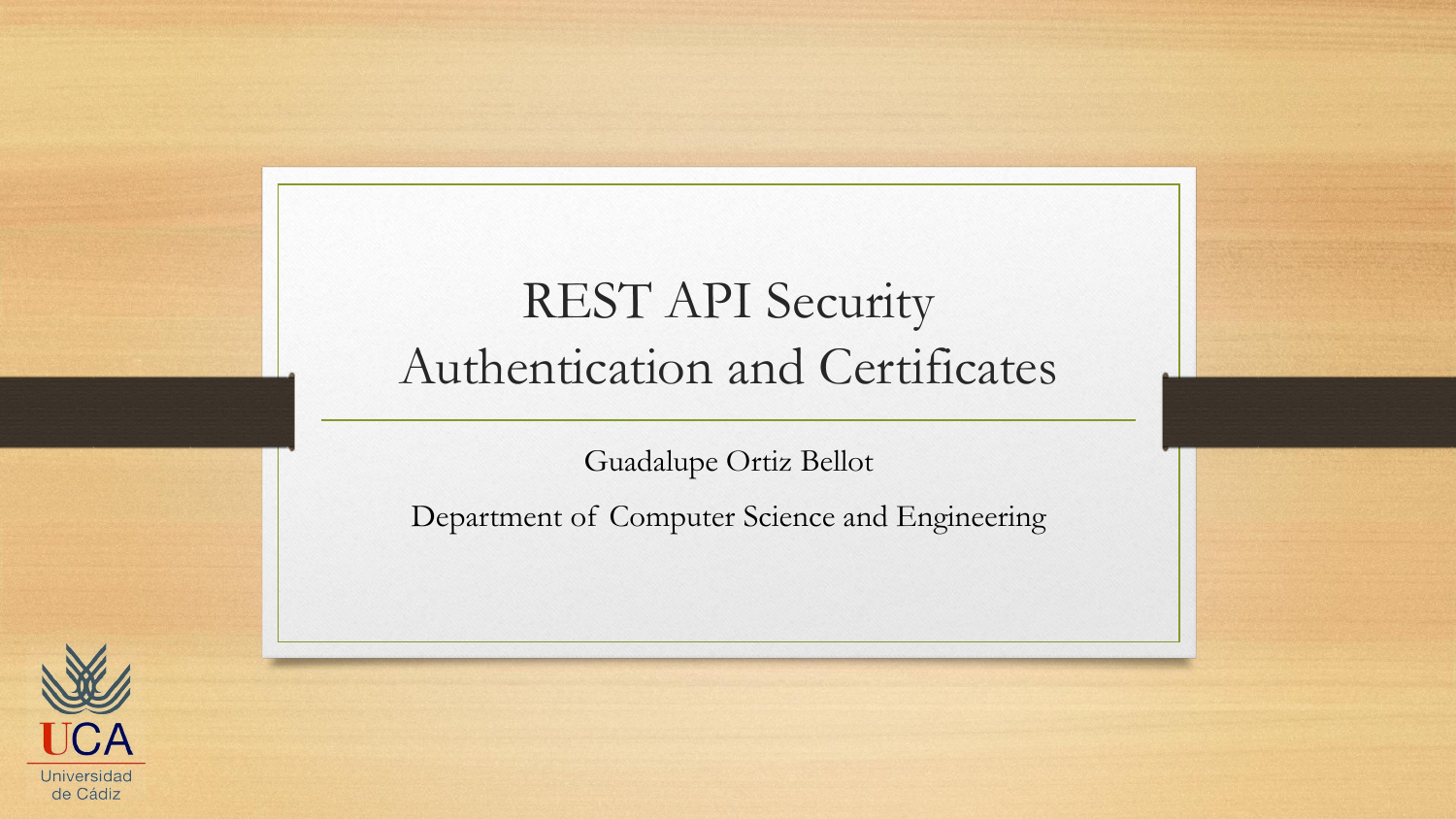# REST API Security
# Authentication and Certificates

Guadalupe Ortiz Bellot

Department of Computer Science and Engineering

UCA
Universidad de Cádiz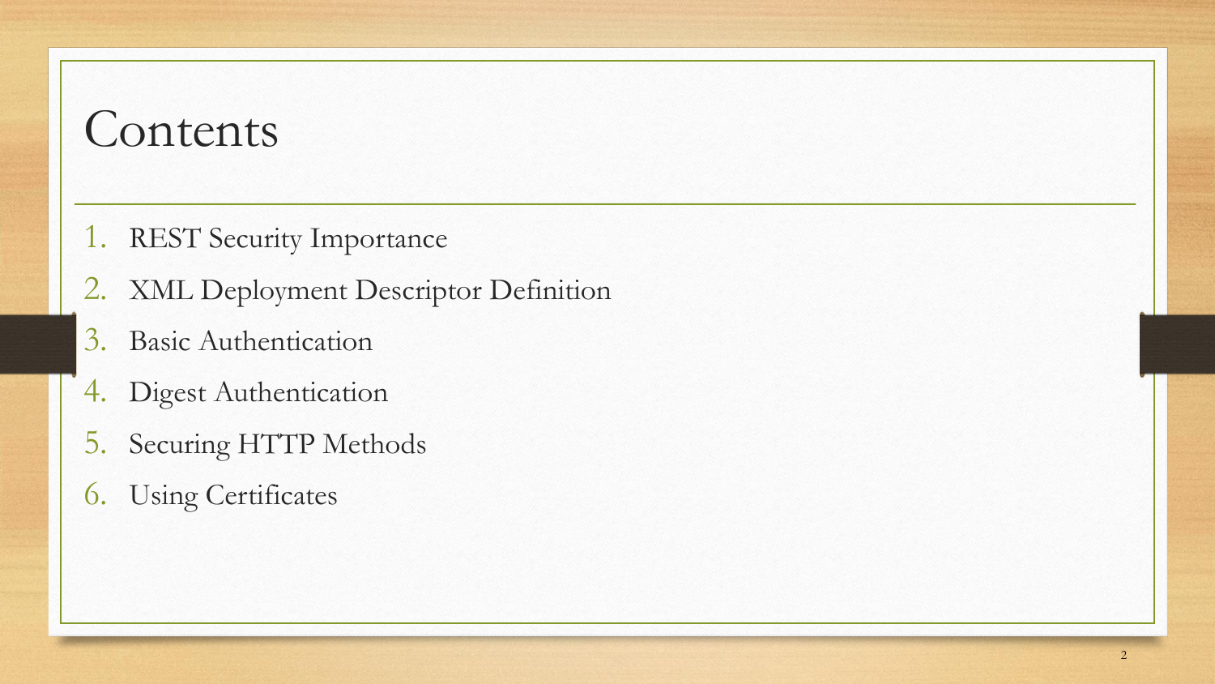# Contents

1. REST Security Importance
2. XML Deployment Descriptor Definition
3. Basic Authentication
4. Digest Authentication
5. Securing HTTP Methods
6. Using Certificates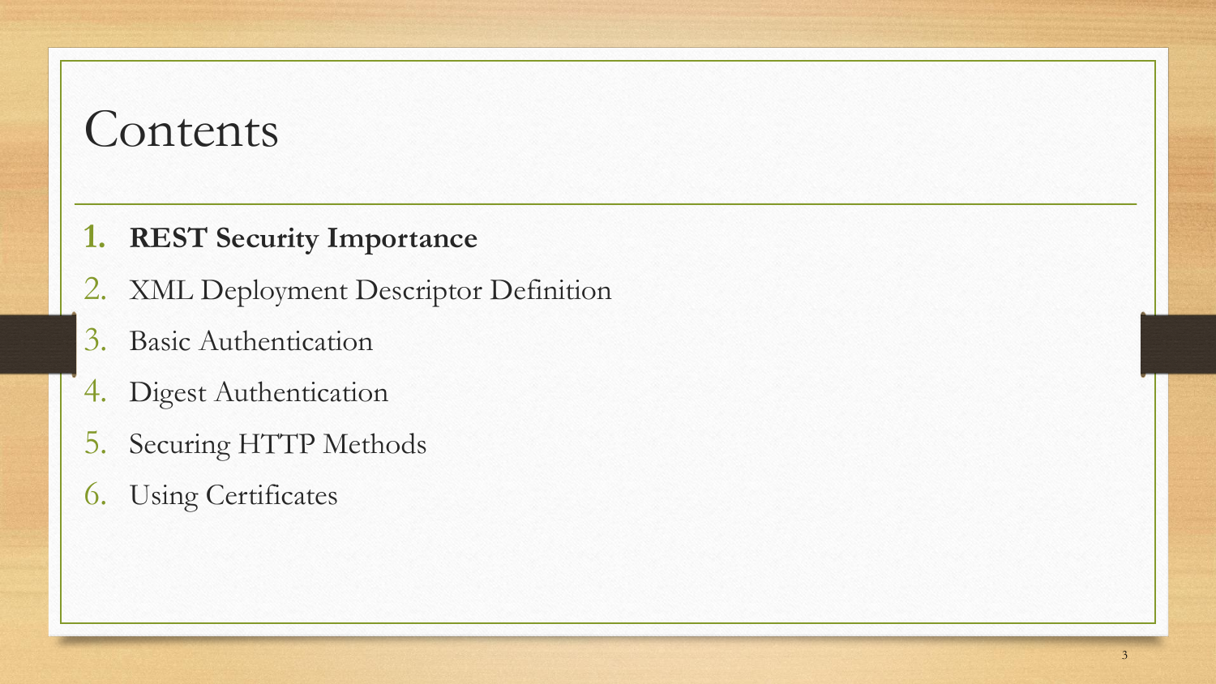# Contents

1. **REST Security Importance**
2. XML Deployment Descriptor Definition
3. Basic Authentication
4. Digest Authentication
5. Securing HTTP Methods
6. Using Certificates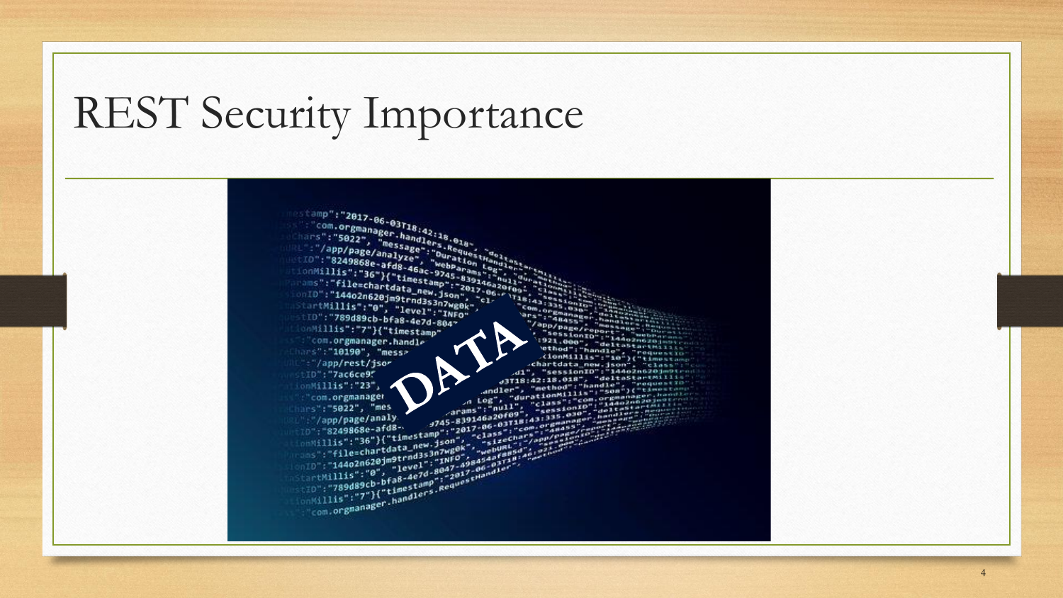# REST Security Importance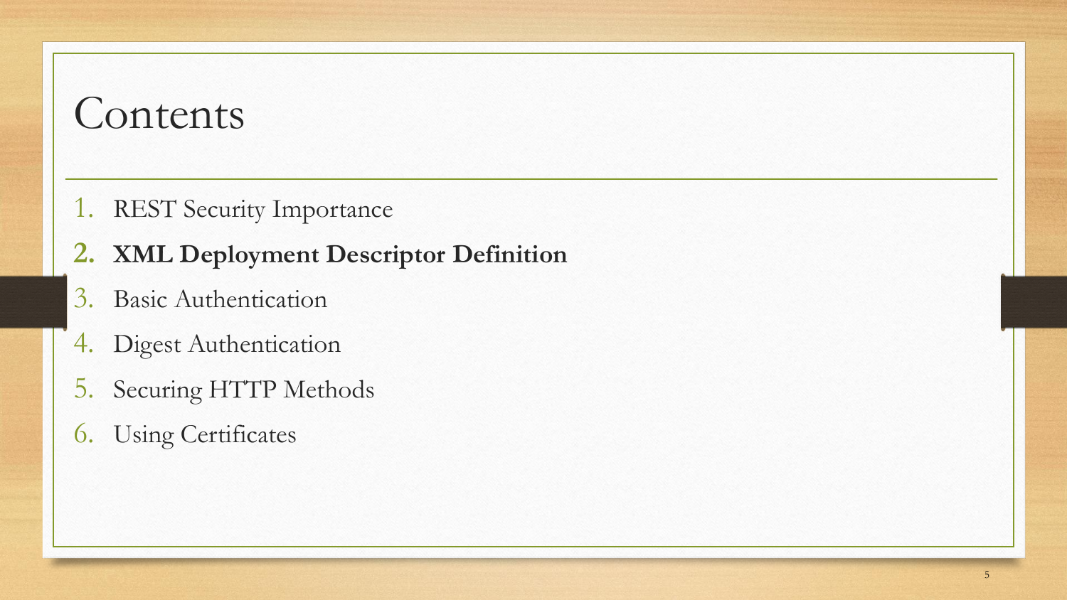# Contents

1. REST Security Importance
2. **XML Deployment Descriptor Definition**
3. Basic Authentication
4. Digest Authentication
5. Securing HTTP Methods
6. Using Certificates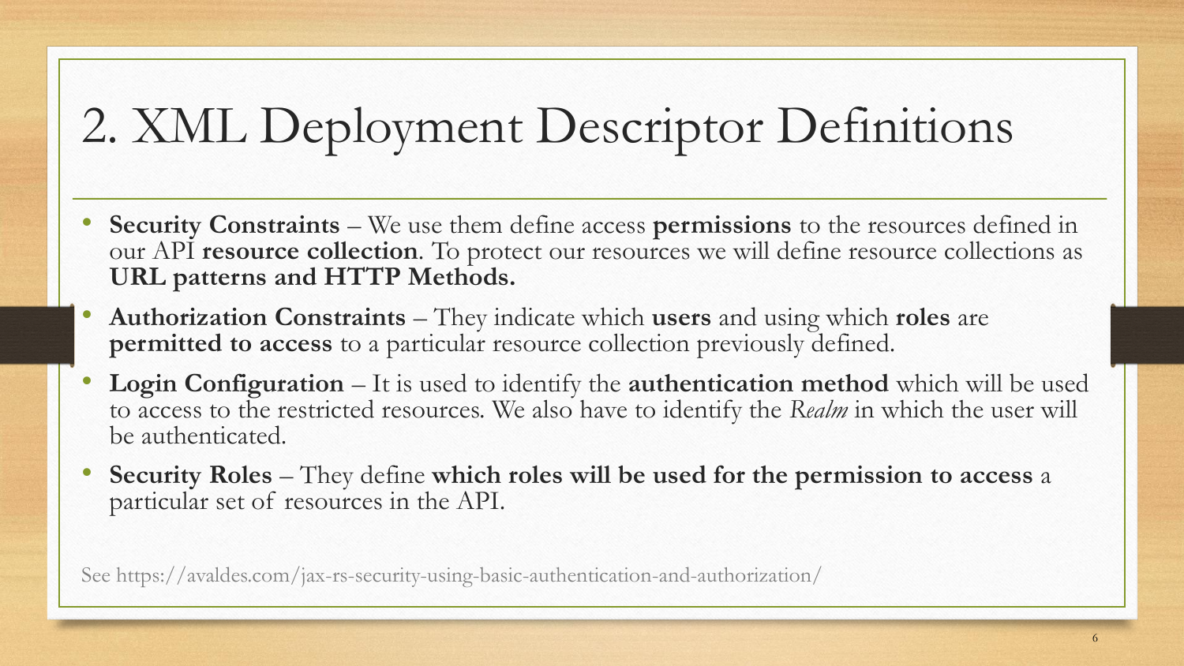# 2. XML Deployment Descriptor Definitions

- **Security Constraints** – We use them define access **permissions** to the resources defined in our API **resource collection**. To protect our resources we will define resource collections as **URL patterns and HTTP Methods.**
- **Authorization Constraints** – They indicate which **users** and using which **roles** are **permitted to access** to a particular resource collection previously defined.
- **Login Configuration** – It is used to identify the **authentication method** which will be used to access to the restricted resources. We also have to identify the *Realm* in which the user will be authenticated.
- **Security Roles** – They define **which roles will be used for the permission to access** a particular set of resources in the API.

See https://avaldes.com/jax-rs-security-using-basic-authentication-and-authorization/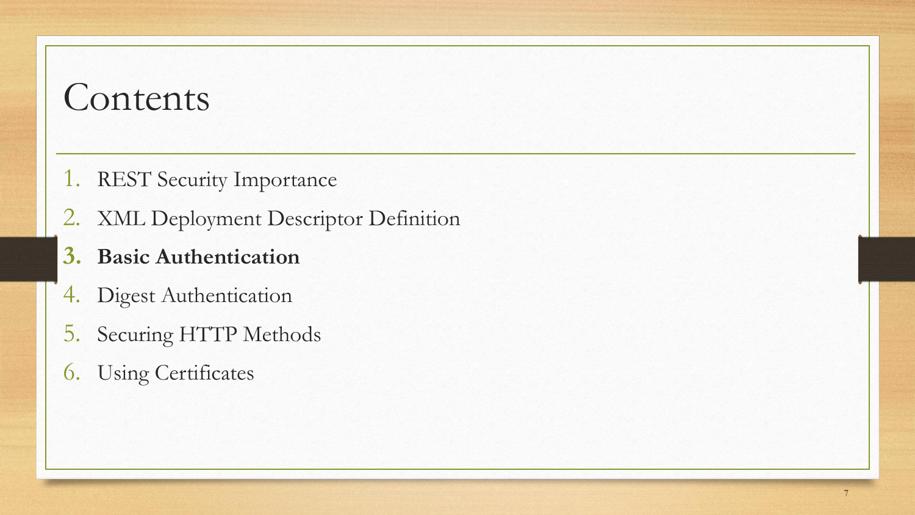# Contents

1. REST Security Importance
2. XML Deployment Descriptor Definition
3. **Basic Authentication**
4. Digest Authentication
5. Securing HTTP Methods
6. Using Certificates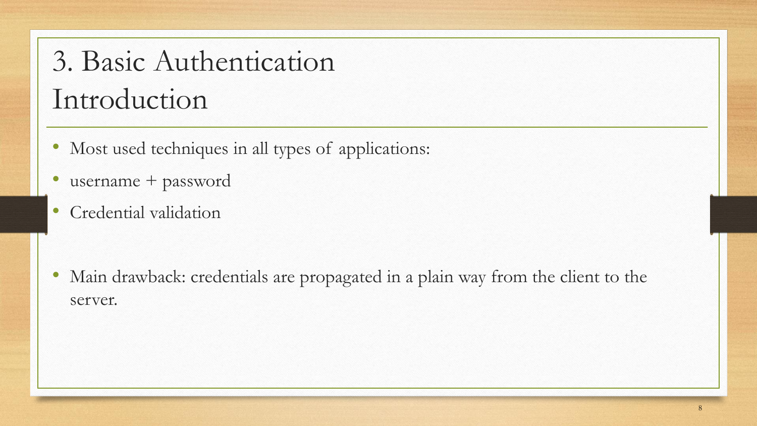# 3. Basic Authentication Introduction

- Most used techniques in all types of applications:
- username + password
- Credential validation

- Main drawback: credentials are propagated in a plain way from the client to the server.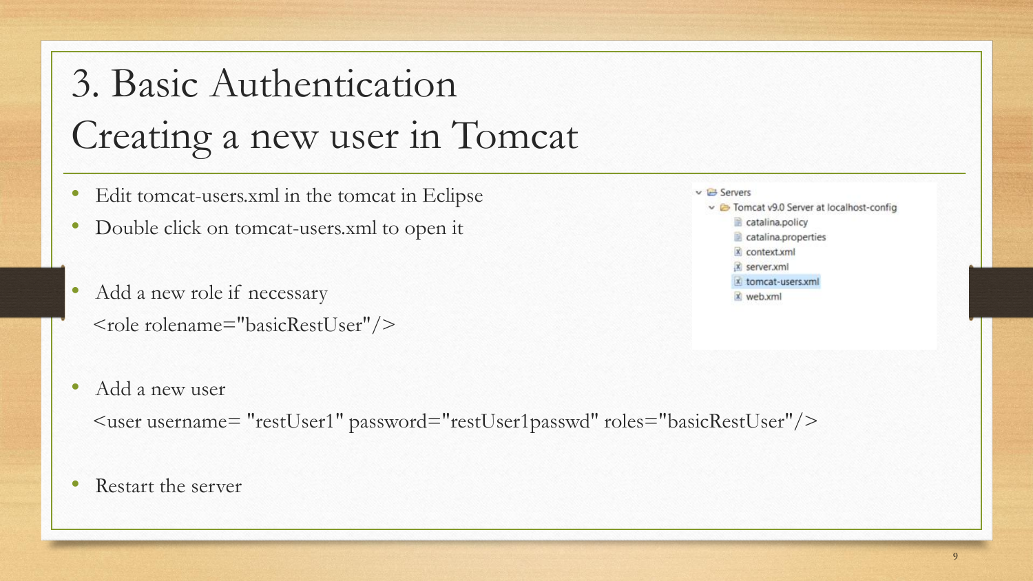# 3. Basic Authentication
## Creating a new user in Tomcat

- Edit tomcat-users.xml in the tomcat in Eclipse
- Double click on tomcat-users.xml to open it

- Servers
  - Tomcat v9.0 Server at localhost-config
    - catalina.policy
    - catalina.properties
    - context.xml
    - server.xml
    - tomcat-users.xml
    - web.xml

- Add a new role if necessary

```
<role rolename="basicRestUser"/>
```

- Add a new user

```
<user username= "restUser1" password="restUser1passwd" roles="basicRestUser"/>
```

- Restart the server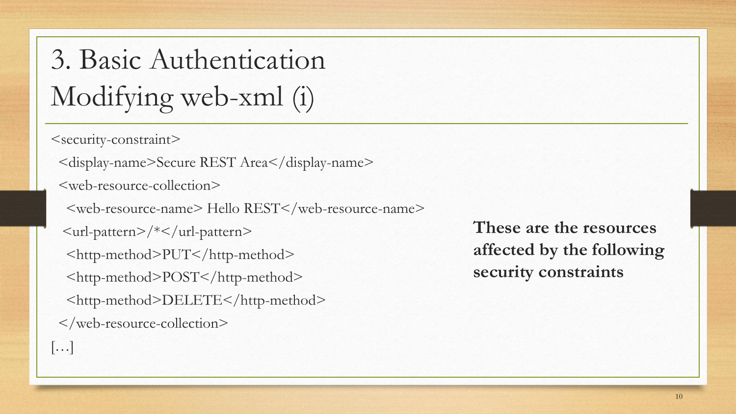# 3. Basic Authentication
# Modifying web-xml (i)

```
<security-constraint>
  <display-name>Secure REST Area</display-name>
  <web-resource-collection>
    <web-resource-name> Hello REST</web-resource-name>
    <url-pattern>/*</url-pattern>
    <http-method>PUT</http-method>
    <http-method>POST</http-method>
    <http-method>DELETE</http-method>
  </web-resource-collection>
[…]
```

**These are the resources affected by the following security constraints**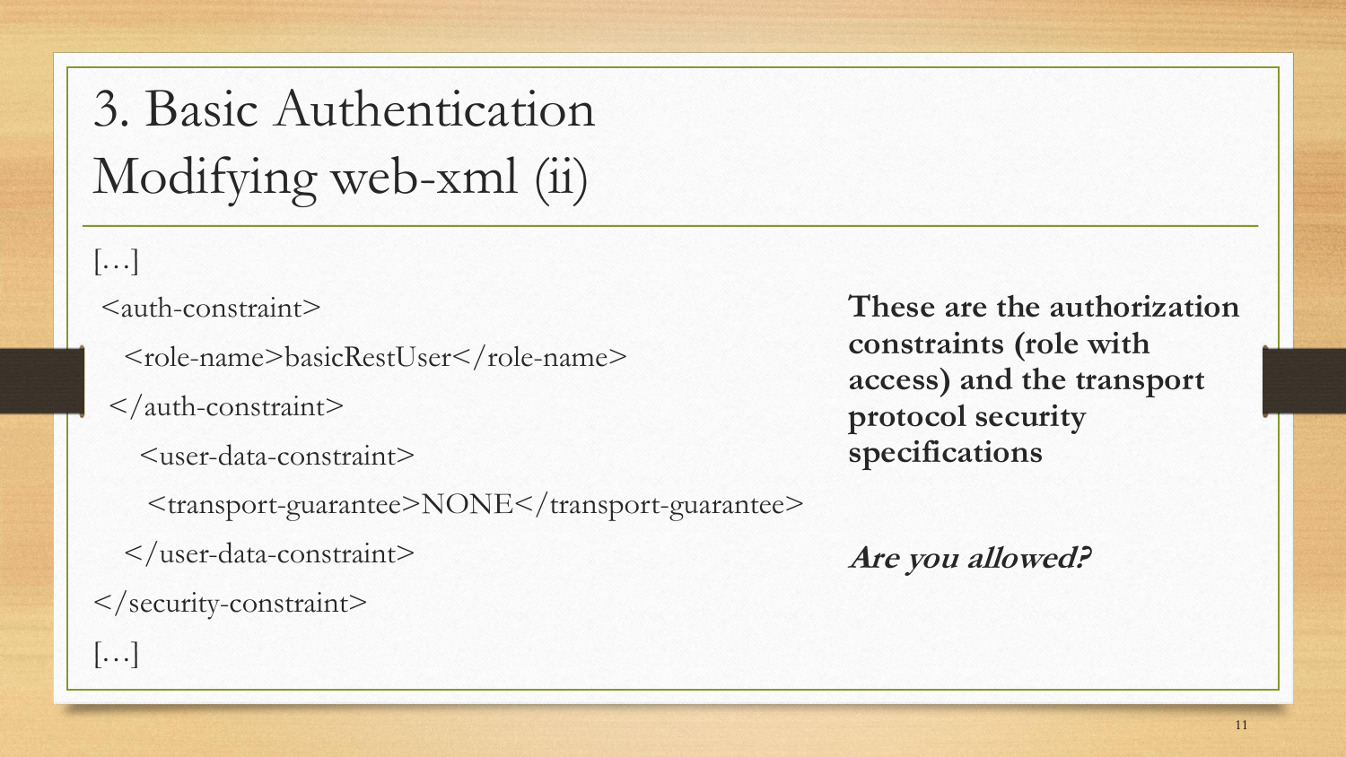# 3. Basic Authentication Modifying web-xml (ii)

```
[…]
 <auth-constraint>
   <role-name>basicRestUser</role-name>
  </auth-constraint>
     <user-data-constraint>
      <transport-guarantee>NONE</transport-guarantee>
   </user-data-constraint>
</security-constraint>
[…]
```

**These are the authorization constraints (role with access) and the transport protocol security specifications**

***Are you allowed?***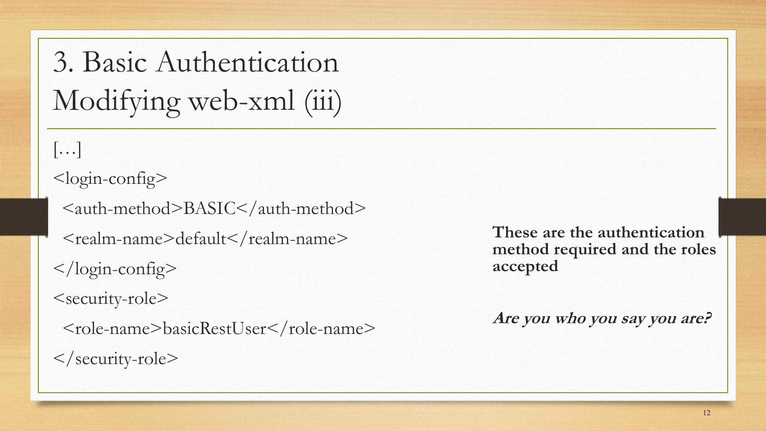# 3. Basic Authentication Modifying web-xml (iii)

```
[…]
<login-config>
  <auth-method>BASIC</auth-method>
  <realm-name>default</realm-name>
</login-config>
<security-role>
  <role-name>basicRestUser</role-name>
</security-role>
```

**These are the authentication method required and the roles accepted**

***Are you who you say you are?***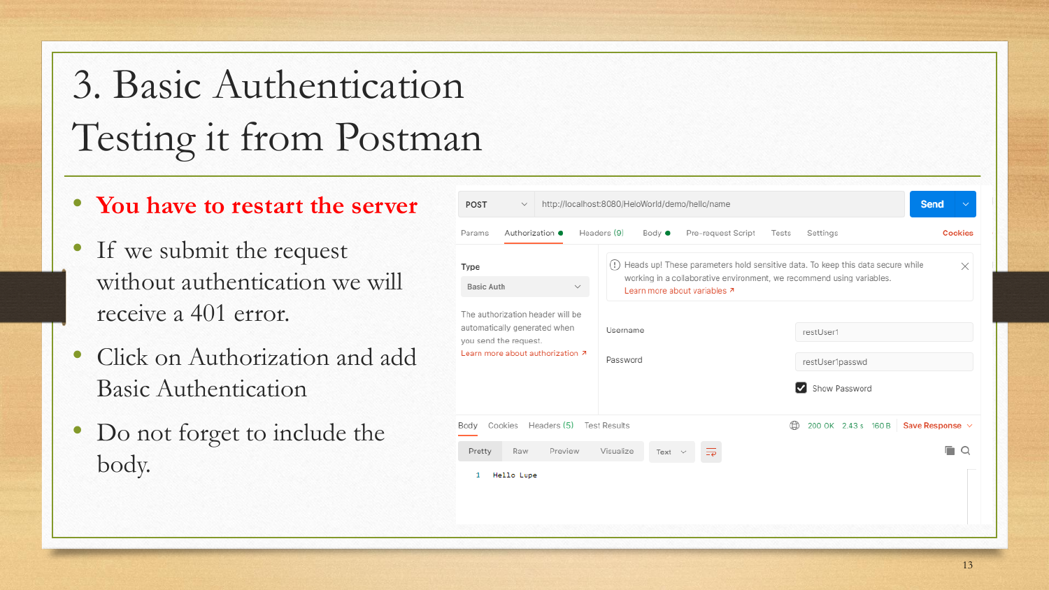# 3. Basic Authentication Testing it from Postman

- **You have to restart the server**
- If we submit the request without authentication we will receive a 401 error.
- Click on Authorization and add Basic Authentication
- Do not forget to include the body.

POST http://localhost:8080/HeloWorld/demo/hello/name

Params | Authorization | Headers (9) | Body | Pre-request Script | Tests | Settings | Cookies

Type: Basic Auth

The authorization header will be automatically generated when you send the request.
Learn more about authorization ↗

Heads up! These parameters hold sensitive data. To keep this data secure while working in a collaborative environment, we recommend using variables.
Learn more about variables ↗

Username: restUser1

Password: restUser1passwd

☑ Show Password

Body | Cookies | Headers (5) | Test Results — 200 OK 2.43 s 160 B — Save Response

Pretty | Raw | Preview | Visualize | Text

```
1  Hello Lupe
```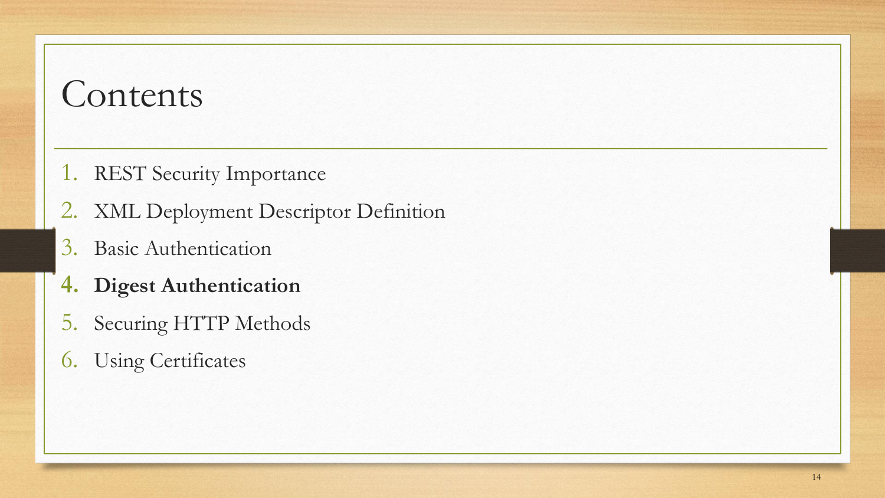# Contents

1. REST Security Importance
2. XML Deployment Descriptor Definition
3. Basic Authentication
4. **Digest Authentication**
5. Securing HTTP Methods
6. Using Certificates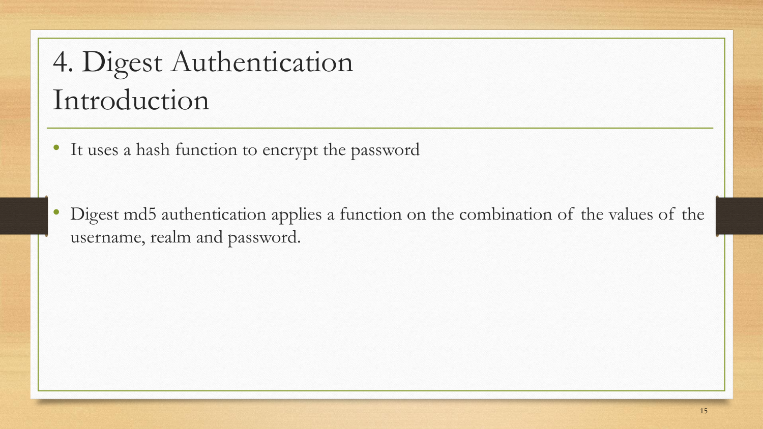# 4. Digest Authentication Introduction

- It uses a hash function to encrypt the password

- Digest md5 authentication applies a function on the combination of the values of the username, realm and password.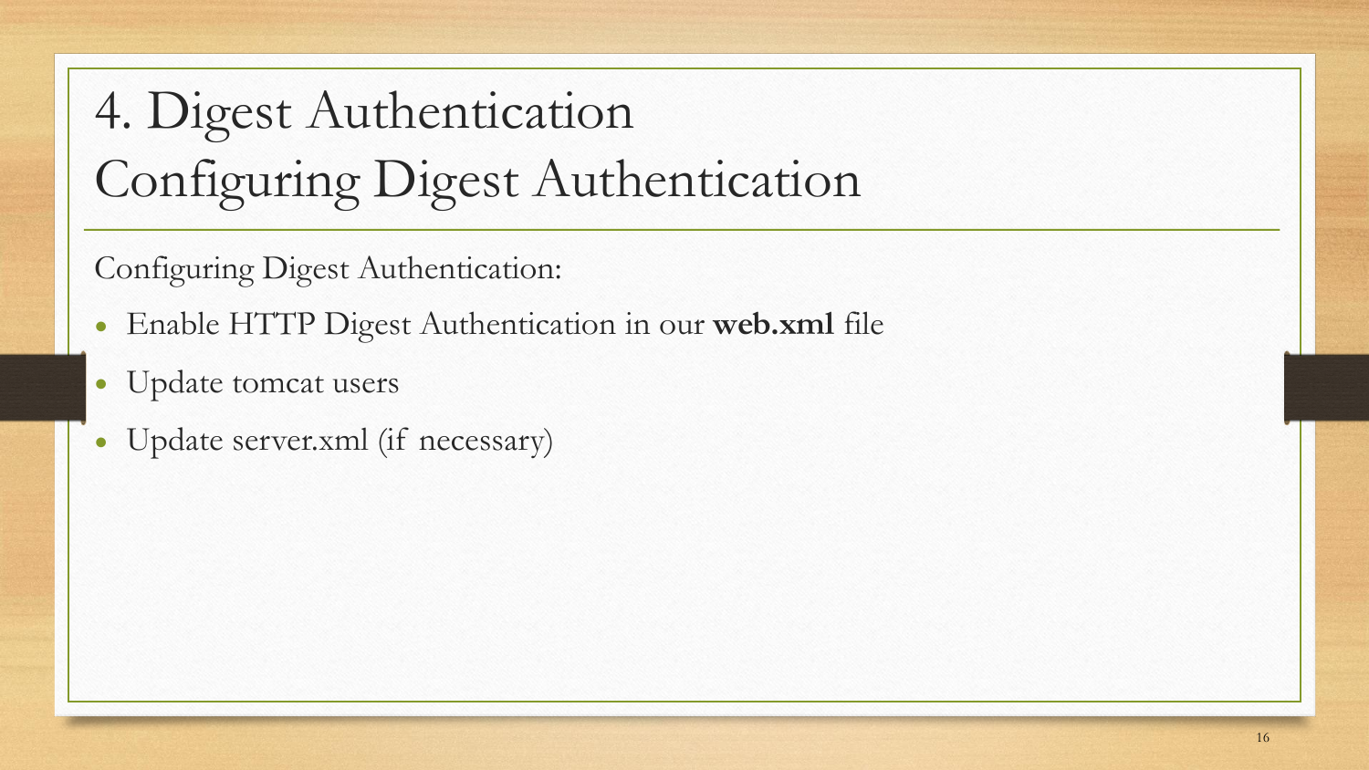# 4. Digest Authentication
# Configuring Digest Authentication

Configuring Digest Authentication:

- Enable HTTP Digest Authentication in our **web.xml** file
- Update tomcat users
- Update server.xml (if necessary)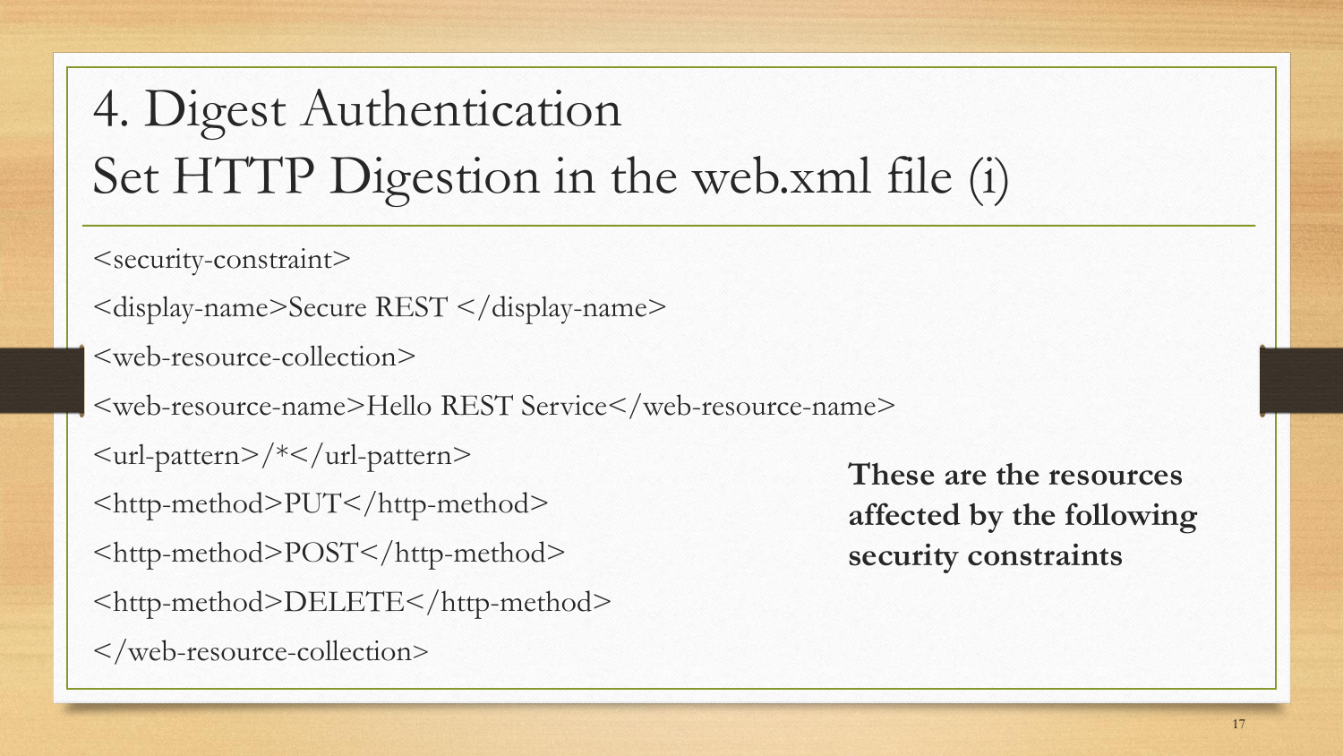# 4. Digest Authentication
# Set HTTP Digestion in the web.xml file (i)

```
<security-constraint>
<display-name>Secure REST </display-name>
<web-resource-collection>
<web-resource-name>Hello REST Service</web-resource-name>
<url-pattern>/*</url-pattern>
<http-method>PUT</http-method>
<http-method>POST</http-method>
<http-method>DELETE</http-method>
</web-resource-collection>
```

**These are the resources affected by the following security constraints**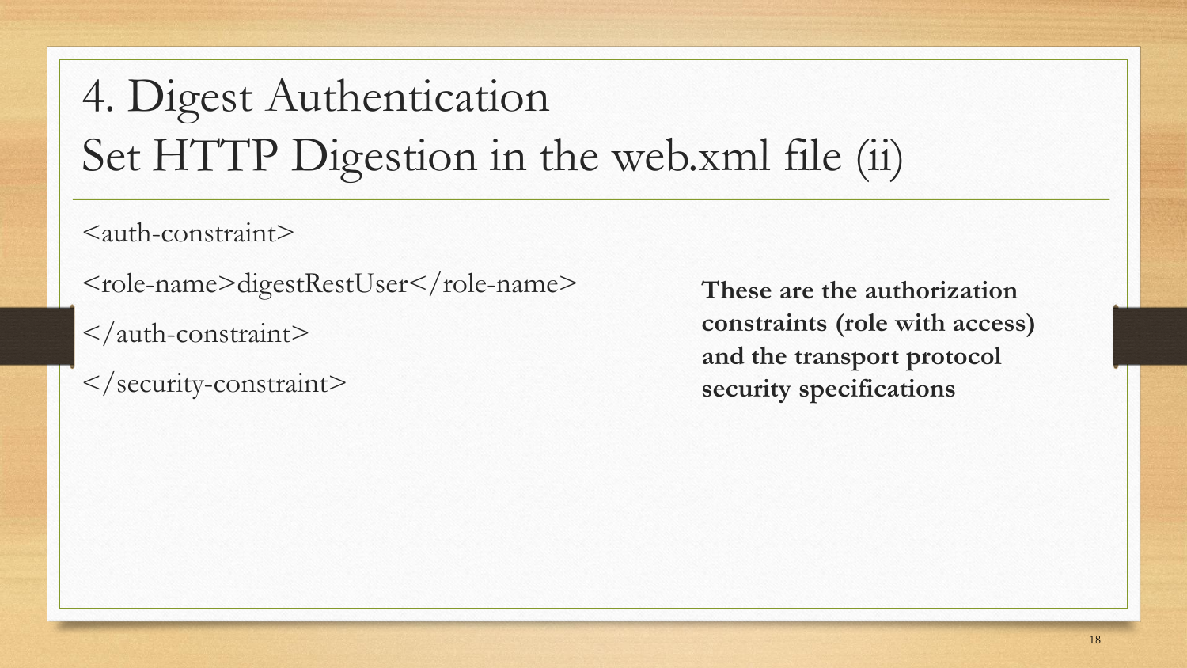# 4. Digest Authentication
# Set HTTP Digestion in the web.xml file (ii)

```
<auth-constraint>
<role-name>digestRestUser</role-name>
</auth-constraint>
</security-constraint>
```

**These are the authorization constraints (role with access) and the transport protocol security specifications**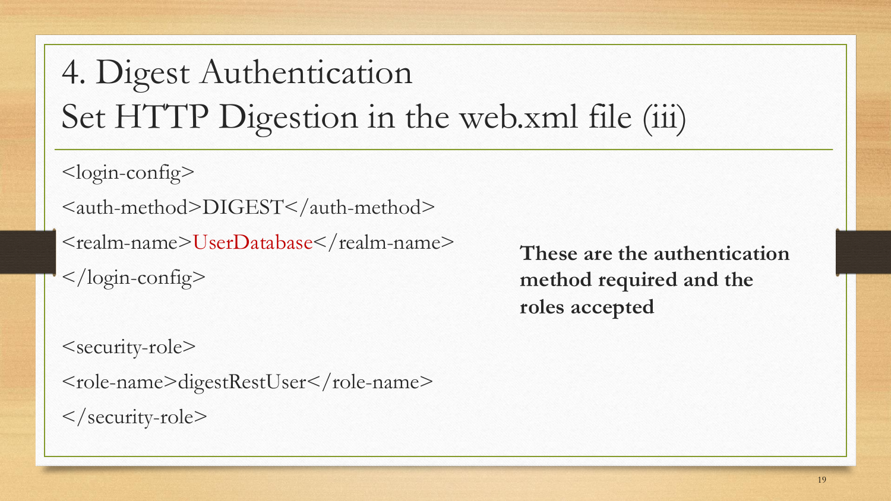# 4. Digest Authentication
# Set HTTP Digestion in the web.xml file (iii)

```
<login-config>
<auth-method>DIGEST</auth-method>
<realm-name>UserDatabase</realm-name>
</login-config>

<security-role>
<role-name>digestRestUser</role-name>
</security-role>
```

**These are the authentication method required and the roles accepted**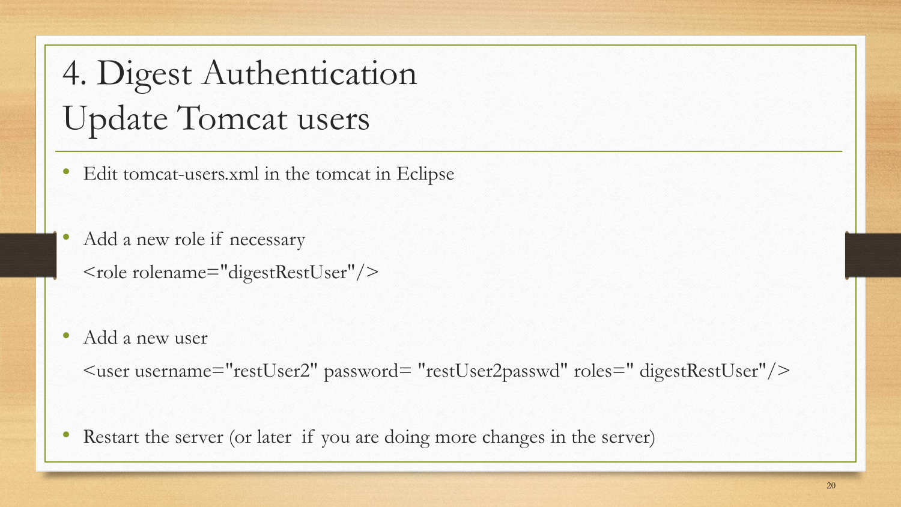# 4. Digest Authentication
# Update Tomcat users

- Edit tomcat-users.xml in the tomcat in Eclipse

- Add a new role if necessary

  ```
  <role rolename="digestRestUser"/>
  ```

- Add a new user

  ```
  <user username="restUser2" password= "restUser2passwd" roles=" digestRestUser"/>
  ```

- Restart the server (or later if you are doing more changes in the server)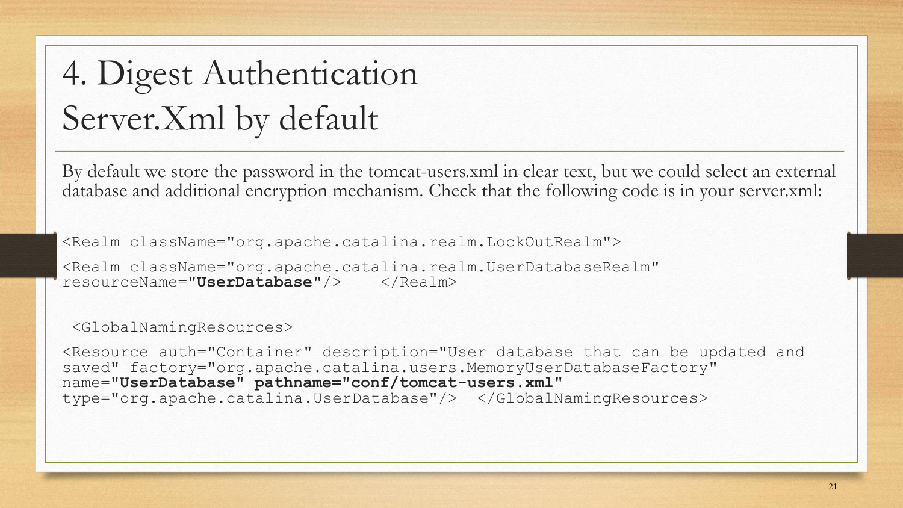# 4. Digest Authentication
# Server.Xml by default

By default we store the password in the tomcat-users.xml in clear text, but we could select an external database and additional encryption mechanism. Check that the following code is in your server.xml:

```
<Realm className="org.apache.catalina.realm.LockOutRealm">

<Realm className="org.apache.catalina.realm.UserDatabaseRealm"
resourceName="UserDatabase"/>    </Realm>


 <GlobalNamingResources>

<Resource auth="Container" description="User database that can be updated and
saved" factory="org.apache.catalina.users.MemoryUserDatabaseFactory"
name="UserDatabase" pathname="conf/tomcat-users.xml"
type="org.apache.catalina.UserDatabase"/>  </GlobalNamingResources>
```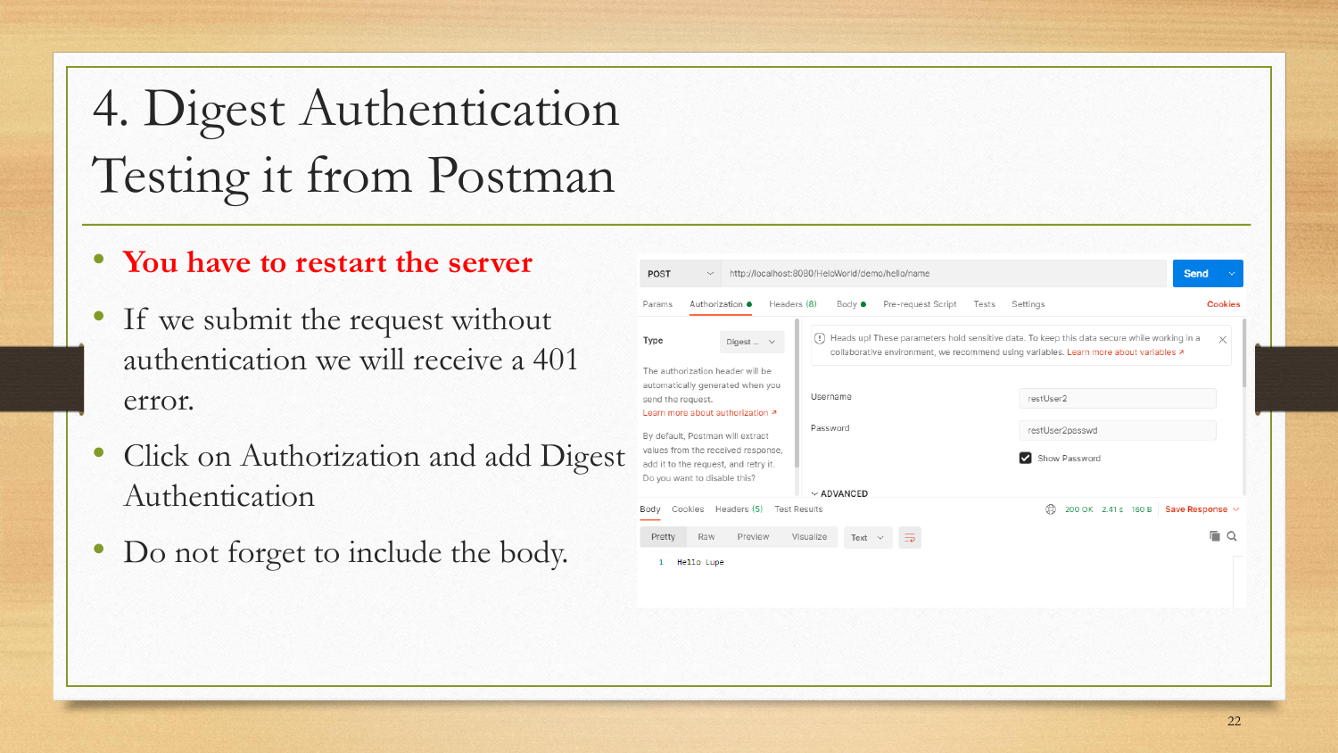# 4. Digest Authentication Testing it from Postman

- **You have to restart the server**
- If we submit the request without authentication we will receive a 401 error.
- Click on Authorization and add Digest Authentication
- Do not forget to include the body.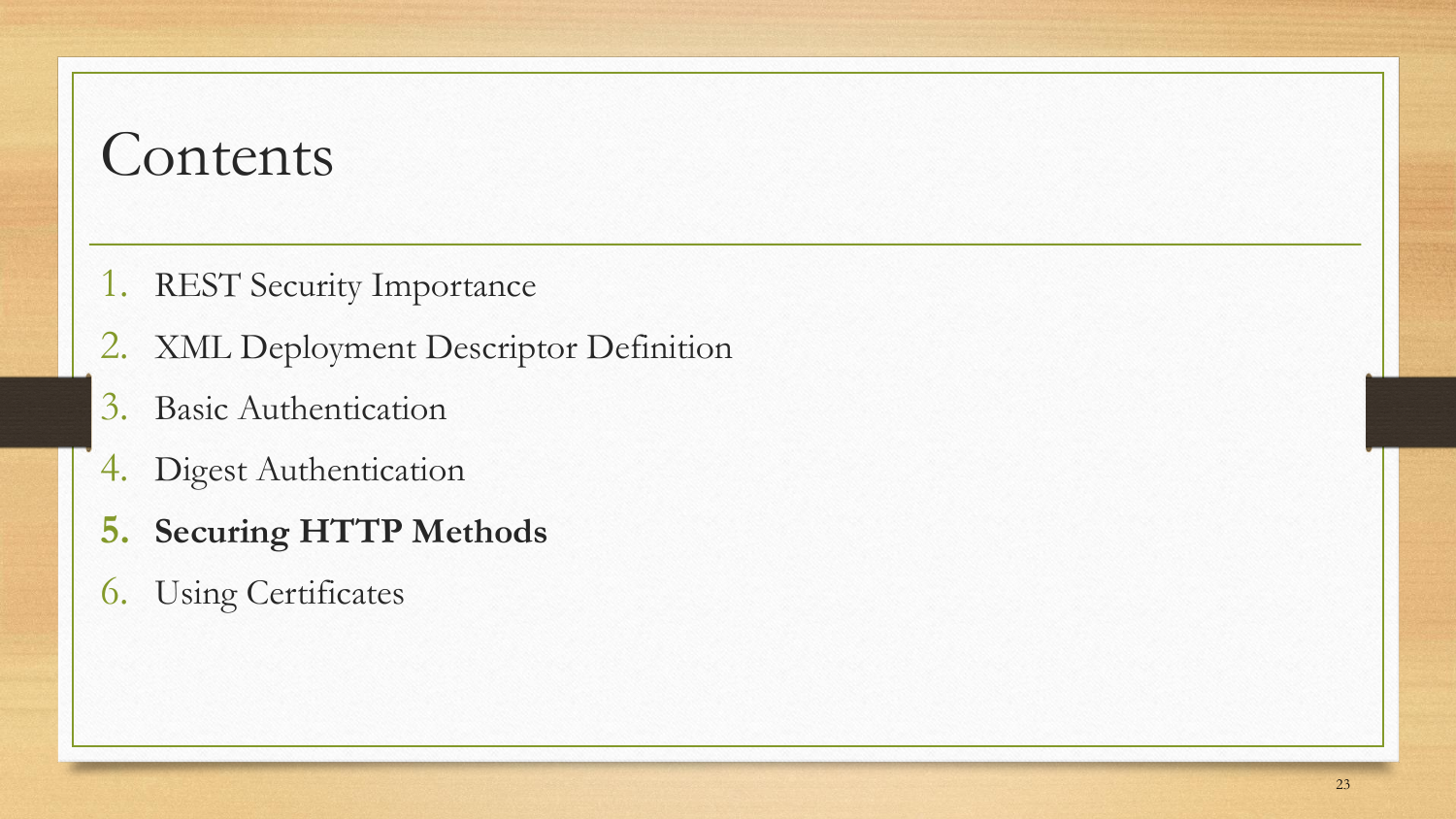# Contents

1. REST Security Importance
2. XML Deployment Descriptor Definition
3. Basic Authentication
4. Digest Authentication
5. **Securing HTTP Methods**
6. Using Certificates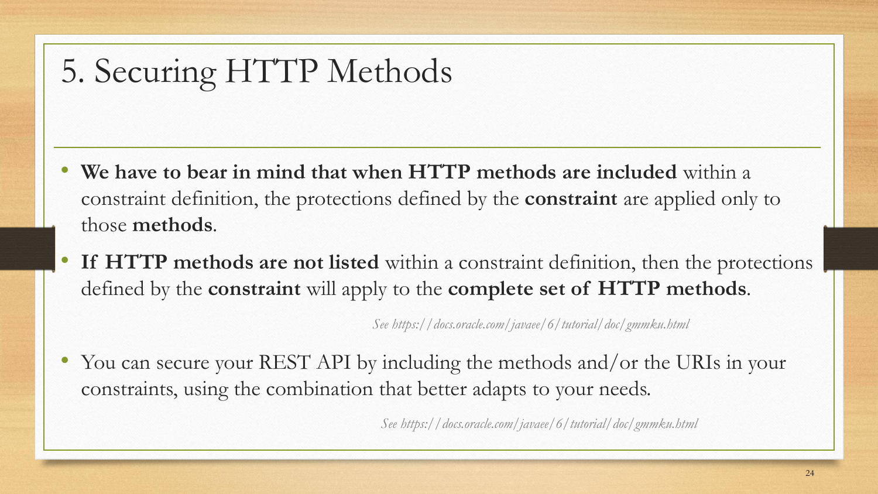# 5. Securing HTTP Methods

- **We have to bear in mind that when HTTP methods are included** within a constraint definition, the protections defined by the **constraint** are applied only to those **methods**.
- **If HTTP methods are not listed** within a constraint definition, then the protections defined by the **constraint** will apply to the **complete set of HTTP methods**.

*See https://docs.oracle.com/javaee/6/tutorial/doc/gmmku.html*

- You can secure your REST API by including the methods and/or the URIs in your constraints, using the combination that better adapts to your needs.

*See https://docs.oracle.com/javaee/6/tutorial/doc/gmmku.html*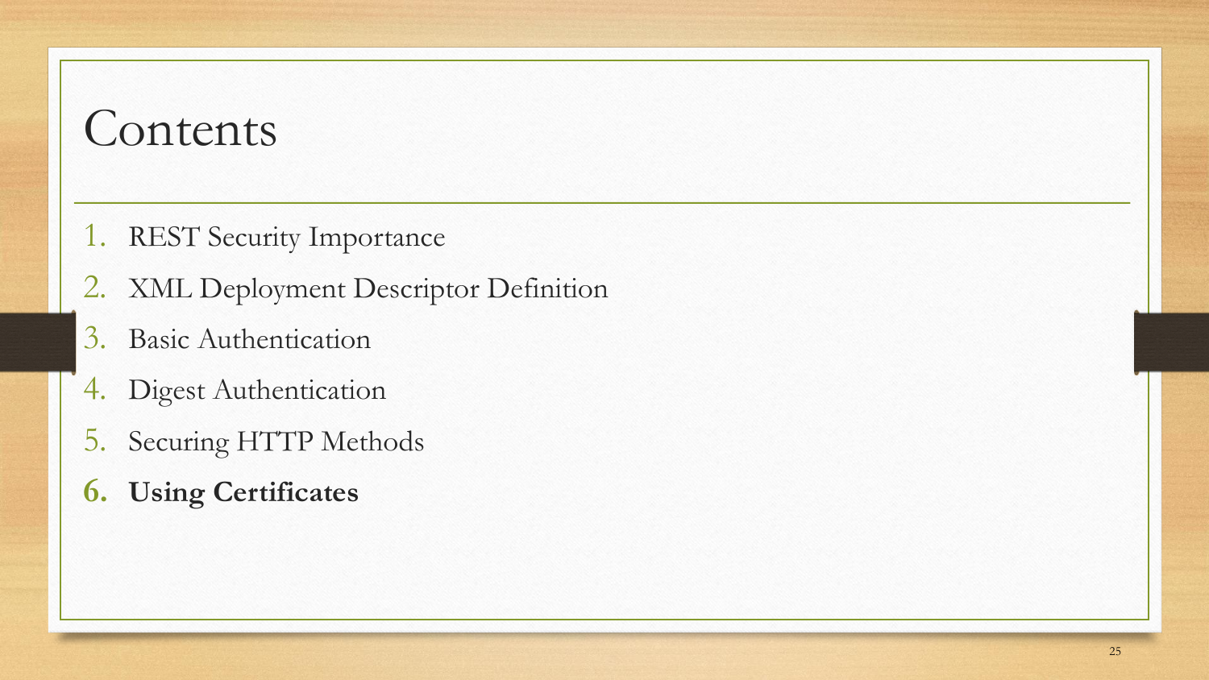# Contents

1. REST Security Importance
2. XML Deployment Descriptor Definition
3. Basic Authentication
4. Digest Authentication
5. Securing HTTP Methods
6. **Using Certificates**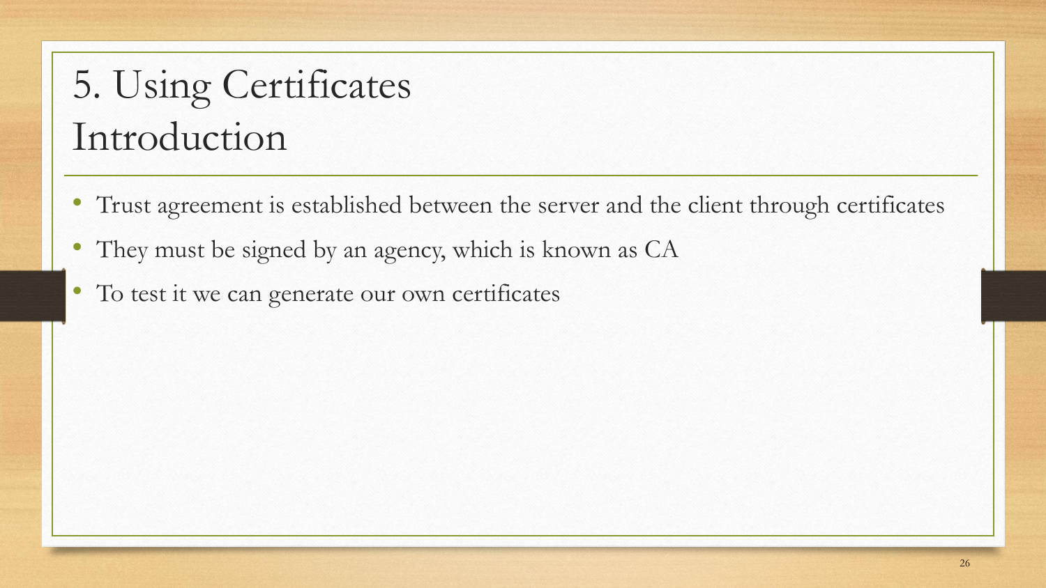# 5. Using Certificates Introduction

- Trust agreement is established between the server and the client through certificates
- They must be signed by an agency, which is known as CA
- To test it we can generate our own certificates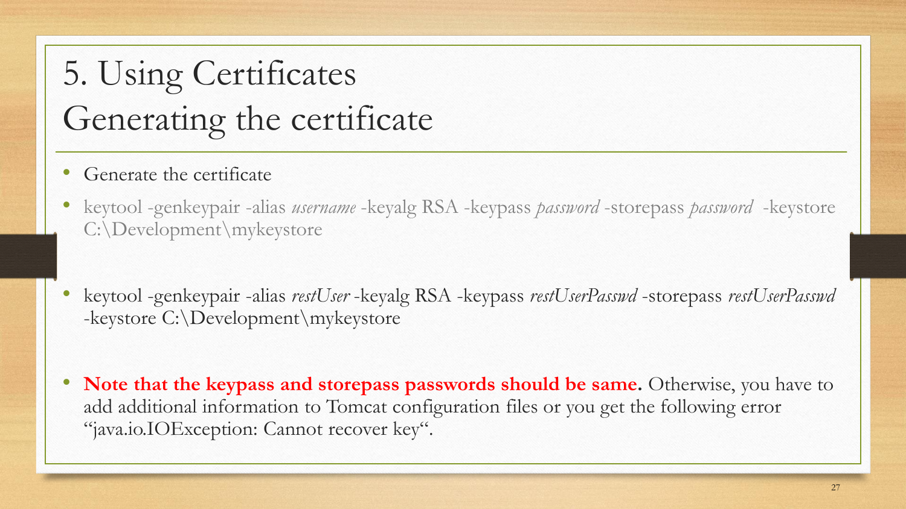# 5. Using Certificates
# Generating the certificate

- Generate the certificate
- keytool -genkeypair -alias *username* -keyalg RSA -keypass *password* -storepass *password* -keystore C:\Development\mykeystore
- keytool -genkeypair -alias *restUser* -keyalg RSA -keypass *restUserPasswd* -storepass *restUserPasswd* -keystore C:\Development\mykeystore
- **Note that the keypass and storepass passwords should be same.** Otherwise, you have to add additional information to Tomcat configuration files or you get the following error "java.io.IOException: Cannot recover key".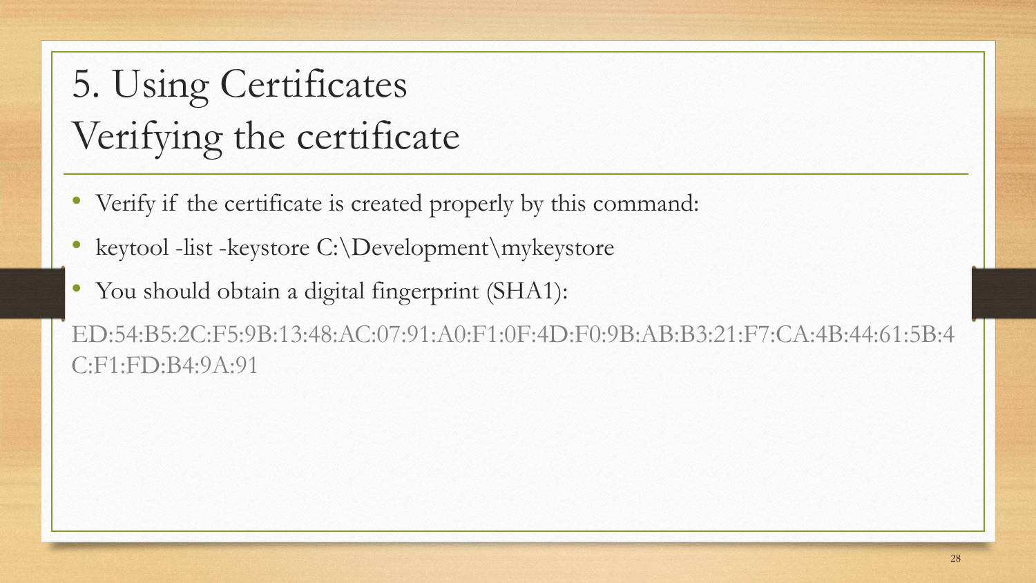# 5. Using Certificates
## Verifying the certificate

- Verify if the certificate is created properly by this command:
- keytool -list -keystore C:\Development\mykeystore
- You should obtain a digital fingerprint (SHA1):

ED:54:B5:2C:F5:9B:13:48:AC:07:91:A0:F1:0F:4D:F0:9B:AB:B3:21:F7:CA:4B:44:61:5B:4C:F1:FD:B4:9A:91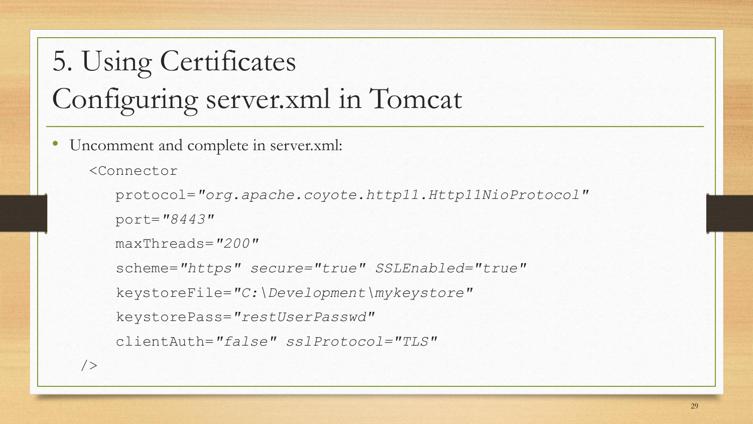# 5. Using Certificates
# Configuring server.xml in Tomcat

- Uncomment and complete in server.xml:

```
<Connector
    protocol="org.apache.coyote.http11.Http11NioProtocol"
    port="8443"
    maxThreads="200"
    scheme="https" secure="true" SSLEnabled="true"
    keystoreFile="C:\Development\mykeystore"
    keystorePass="restUserPasswd"
    clientAuth="false" sslProtocol="TLS"
/>
```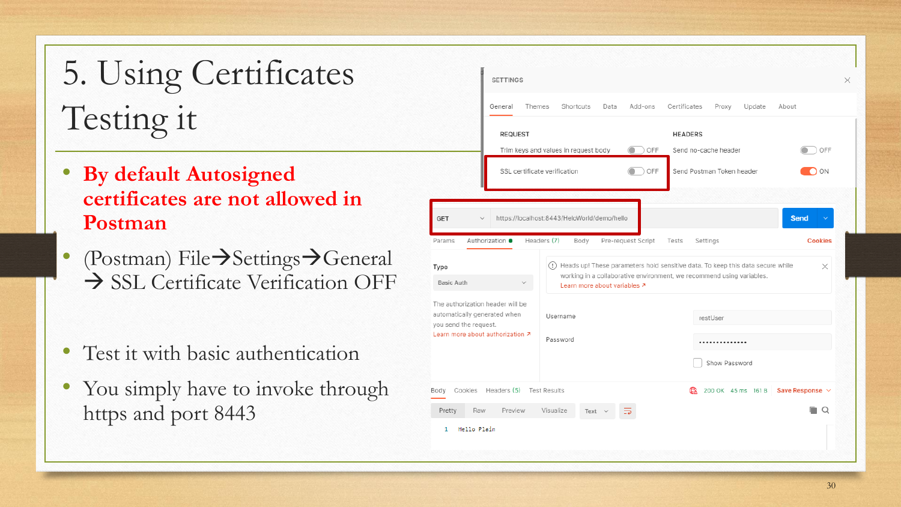# 5. Using Certificates Testing it

- **By default Autosigned certificates are not allowed in Postman**
- (Postman) File→Settings→General → SSL Certificate Verification OFF
- Test it with basic authentication
- You simply have to invoke through https and port 8443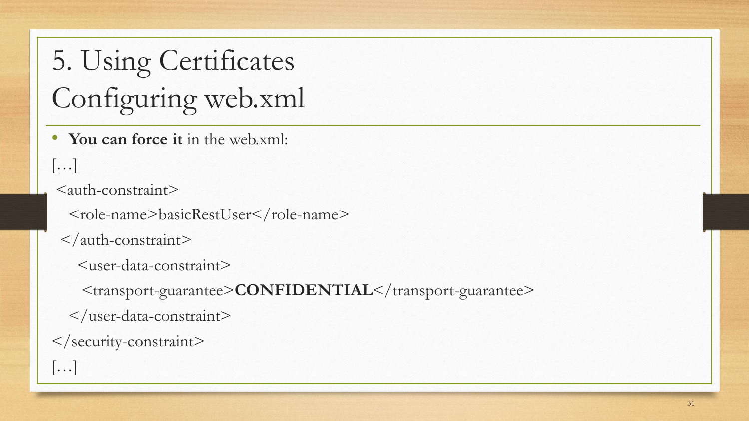# 5. Using Certificates Configuring web.xml

- **You can force it** in the web.xml:

```
[…]
 <auth-constraint>
   <role-name>basicRestUser</role-name>
  </auth-constraint>
     <user-data-constraint>
      <transport-guarantee>CONFIDENTIAL</transport-guarantee>
   </user-data-constraint>
</security-constraint>
[…]
```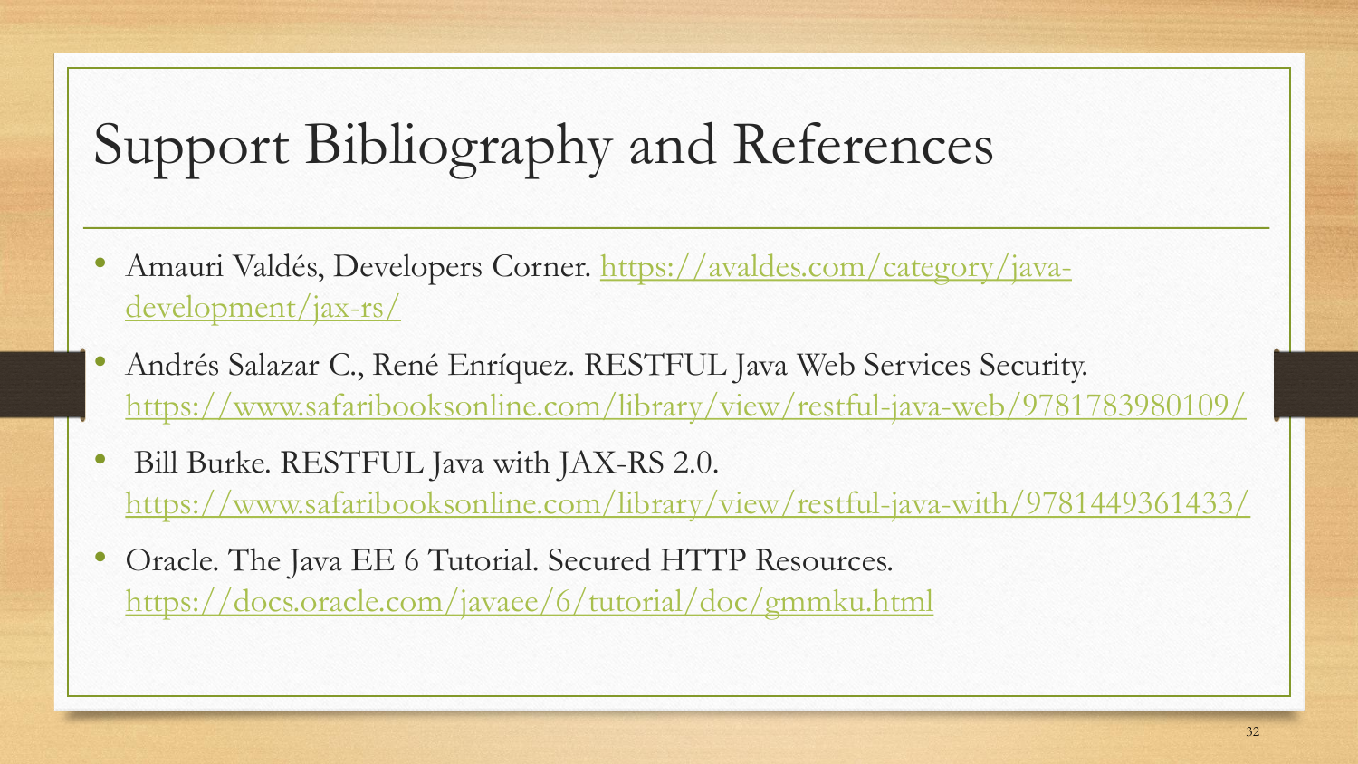# Support Bibliography and References

- Amauri Valdés, Developers Corner. https://avaldes.com/category/java-development/jax-rs/
- Andrés Salazar C., René Enríquez. RESTFUL Java Web Services Security. https://www.safaribooksonline.com/library/view/restful-java-web/9781783980109/
- Bill Burke. RESTFUL Java with JAX-RS 2.0. https://www.safaribooksonline.com/library/view/restful-java-with/9781449361433/
- Oracle. The Java EE 6 Tutorial. Secured HTTP Resources. https://docs.oracle.com/javaee/6/tutorial/doc/gmmku.html